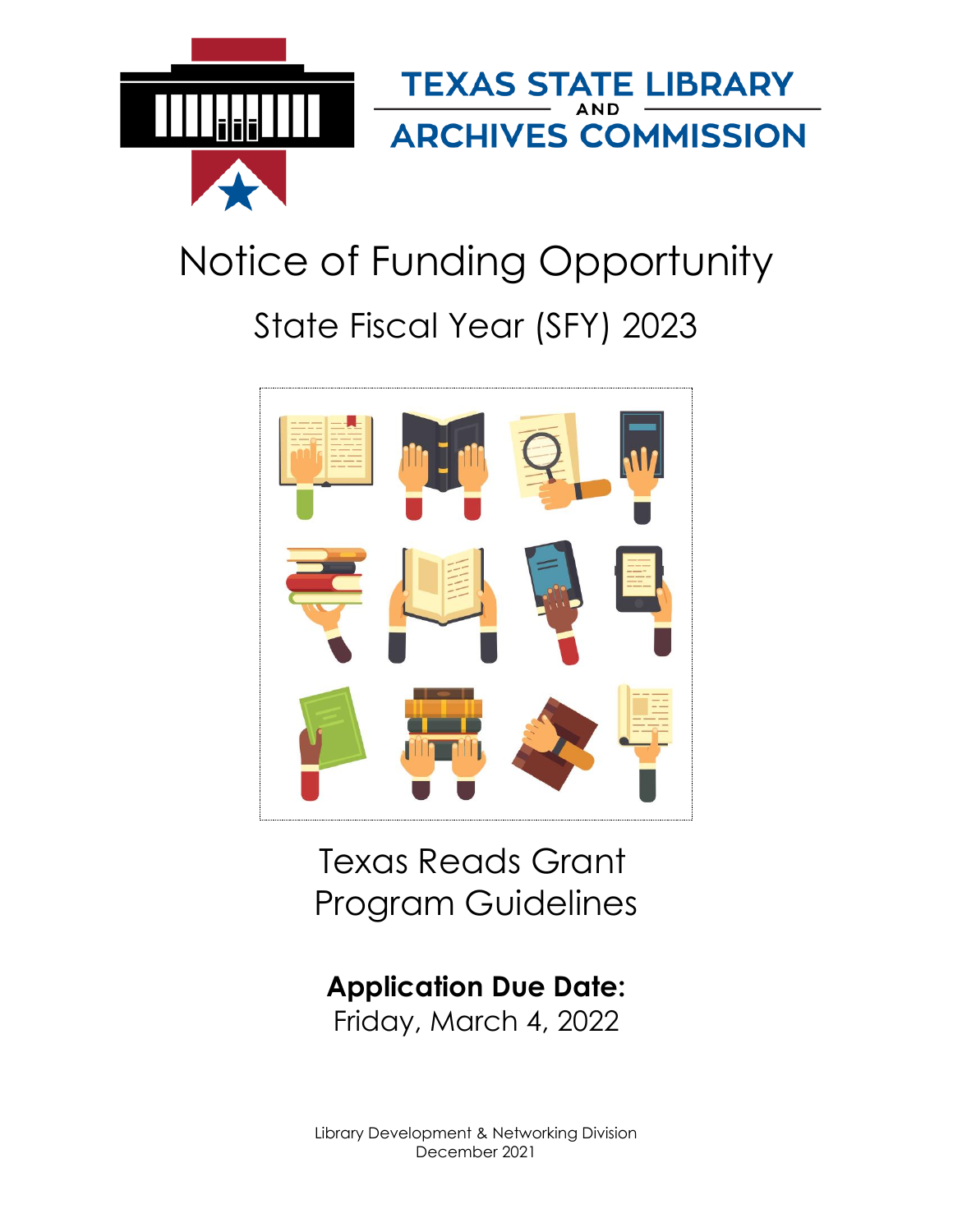TEXAS STATE LIBRARY AND ARCHIVES COMMISSION

# Notice of Funding Opportunity

## State Fiscal Year (SFY) 2023

## Texas Reads Grant Program Guidelines

**Application Due Date:**
Friday, March 4, 2022

Library Development & Networking Division
December 2021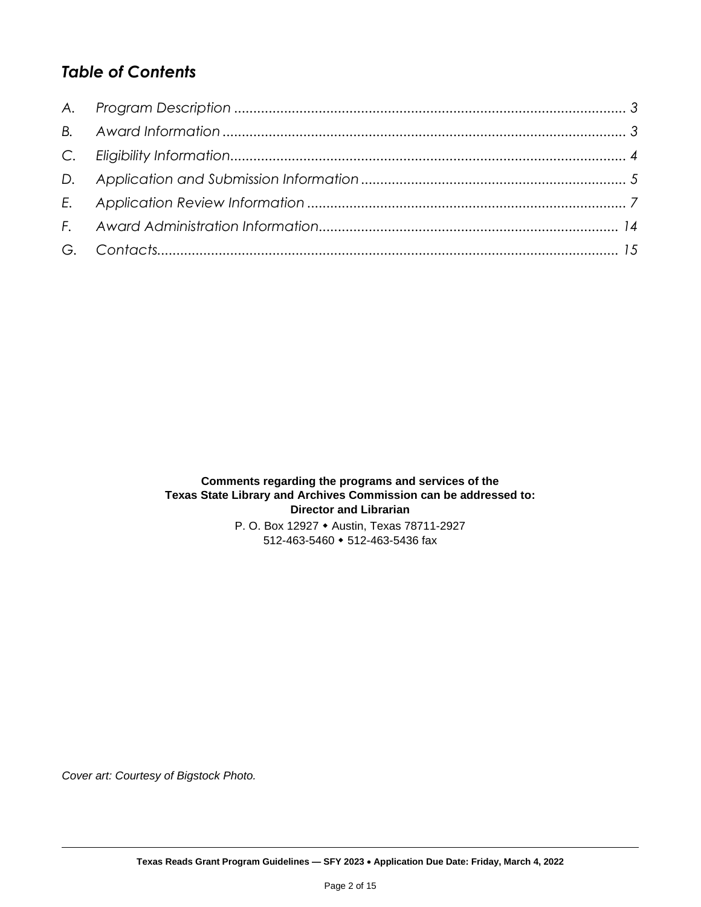## *Table of Contents*

| | | |
|---|---|---|
| A. | Program Description | 3 |
| B. | Award Information | 3 |
| C. | Eligibility Information | 4 |
| D. | Application and Submission Information | 5 |
| E. | Application Review Information | 7 |
| F. | Award Administration Information | 14 |
| G. | Contacts | 15 |

**Comments regarding the programs and services of the Texas State Library and Archives Commission can be addressed to: Director and Librarian**

P. O. Box 12927 • Austin, Texas 78711-2927
512-463-5460 • 512-463-5436 fax

*Cover art: Courtesy of Bigstock Photo.*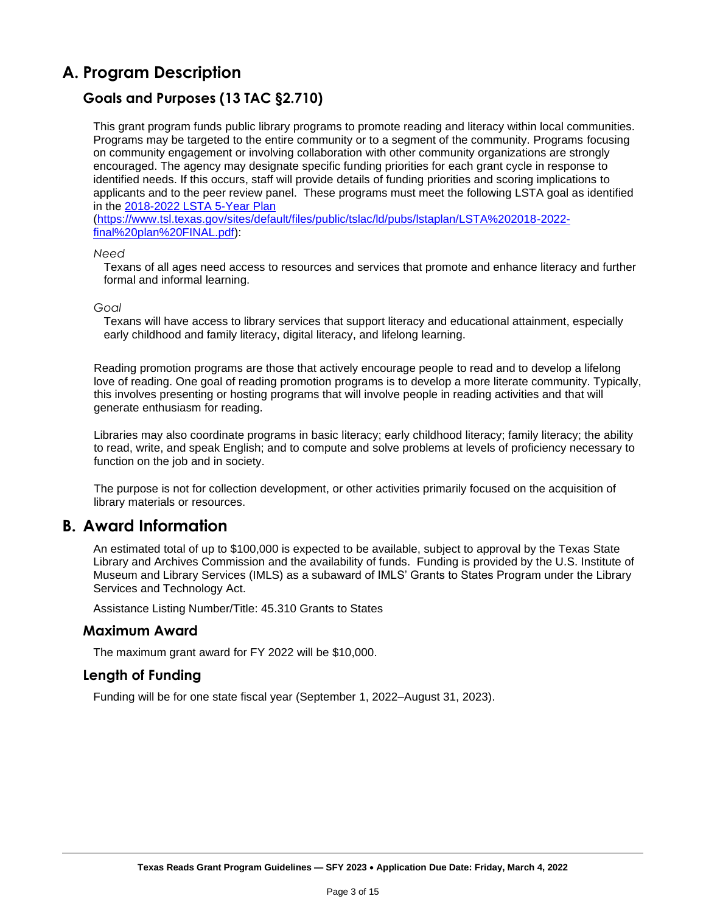# A. Program Description

## Goals and Purposes (13 TAC §2.710)

This grant program funds public library programs to promote reading and literacy within local communities. Programs may be targeted to the entire community or to a segment of the community. Programs focusing on community engagement or involving collaboration with other community organizations are strongly encouraged. The agency may designate specific funding priorities for each grant cycle in response to identified needs. If this occurs, staff will provide details of funding priorities and scoring implications to applicants and to the peer review panel. These programs must meet the following LSTA goal as identified in the [2018-2022 LSTA 5-Year Plan](https://www.tsl.texas.gov/sites/default/files/public/tslac/ld/pubs/lstaplan/LSTA%202018-2022-final%20plan%20FINAL.pdf) (https://www.tsl.texas.gov/sites/default/files/public/tslac/ld/pubs/lstaplan/LSTA%202018-2022-final%20plan%20FINAL.pdf):

*Need*

Texans of all ages need access to resources and services that promote and enhance literacy and further formal and informal learning.

*Goal*

Texans will have access to library services that support literacy and educational attainment, especially early childhood and family literacy, digital literacy, and lifelong learning.

Reading promotion programs are those that actively encourage people to read and to develop a lifelong love of reading. One goal of reading promotion programs is to develop a more literate community. Typically, this involves presenting or hosting programs that will involve people in reading activities and that will generate enthusiasm for reading.

Libraries may also coordinate programs in basic literacy; early childhood literacy; family literacy; the ability to read, write, and speak English; and to compute and solve problems at levels of proficiency necessary to function on the job and in society.

The purpose is not for collection development, or other activities primarily focused on the acquisition of library materials or resources.

# B. Award Information

An estimated total of up to $100,000 is expected to be available, subject to approval by the Texas State Library and Archives Commission and the availability of funds. Funding is provided by the U.S. Institute of Museum and Library Services (IMLS) as a subaward of IMLS' Grants to States Program under the Library Services and Technology Act.

Assistance Listing Number/Title: 45.310 Grants to States

## Maximum Award

The maximum grant award for FY 2022 will be $10,000.

## Length of Funding

Funding will be for one state fiscal year (September 1, 2022–August 31, 2023).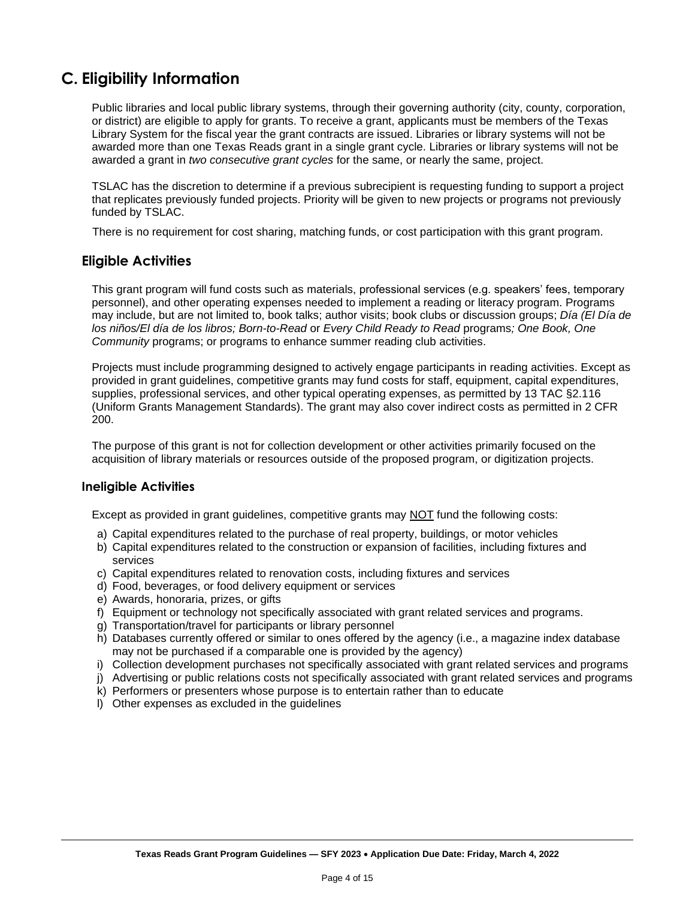## C. Eligibility Information

Public libraries and local public library systems, through their governing authority (city, county, corporation, or district) are eligible to apply for grants. To receive a grant, applicants must be members of the Texas Library System for the fiscal year the grant contracts are issued. Libraries or library systems will not be awarded more than one Texas Reads grant in a single grant cycle. Libraries or library systems will not be awarded a grant in *two consecutive grant cycles* for the same, or nearly the same, project.

TSLAC has the discretion to determine if a previous subrecipient is requesting funding to support a project that replicates previously funded projects. Priority will be given to new projects or programs not previously funded by TSLAC.

There is no requirement for cost sharing, matching funds, or cost participation with this grant program.

### Eligible Activities

This grant program will fund costs such as materials, professional services (e.g. speakers' fees, temporary personnel), and other operating expenses needed to implement a reading or literacy program. Programs may include, but are not limited to, book talks; author visits; book clubs or discussion groups; *Día (El Día de los niños/El día de los libros; Born-to-Read* or *Every Child Ready to Read* programs*; One Book, One Community* programs; or programs to enhance summer reading club activities.

Projects must include programming designed to actively engage participants in reading activities. Except as provided in grant guidelines, competitive grants may fund costs for staff, equipment, capital expenditures, supplies, professional services, and other typical operating expenses, as permitted by 13 TAC §2.116 (Uniform Grants Management Standards). The grant may also cover indirect costs as permitted in 2 CFR 200.

The purpose of this grant is not for collection development or other activities primarily focused on the acquisition of library materials or resources outside of the proposed program, or digitization projects.

### Ineligible Activities

Except as provided in grant guidelines, competitive grants may <u>NOT</u> fund the following costs:

a) Capital expenditures related to the purchase of real property, buildings, or motor vehicles
b) Capital expenditures related to the construction or expansion of facilities, including fixtures and services
c) Capital expenditures related to renovation costs, including fixtures and services
d) Food, beverages, or food delivery equipment or services
e) Awards, honoraria, prizes, or gifts
f) Equipment or technology not specifically associated with grant related services and programs.
g) Transportation/travel for participants or library personnel
h) Databases currently offered or similar to ones offered by the agency (i.e., a magazine index database may not be purchased if a comparable one is provided by the agency)
i) Collection development purchases not specifically associated with grant related services and programs
j) Advertising or public relations costs not specifically associated with grant related services and programs
k) Performers or presenters whose purpose is to entertain rather than to educate
l) Other expenses as excluded in the guidelines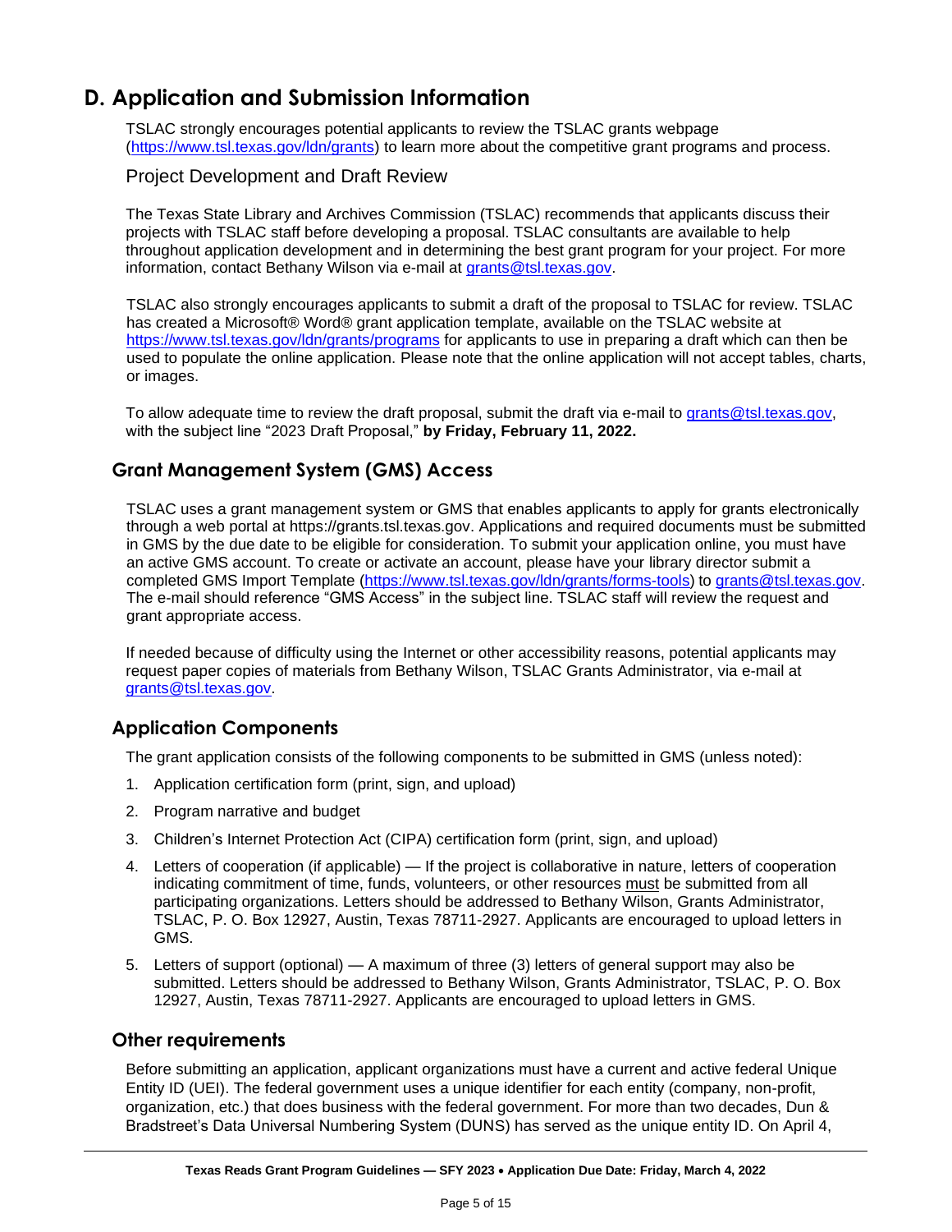## D. Application and Submission Information

TSLAC strongly encourages potential applicants to review the TSLAC grants webpage (https://www.tsl.texas.gov/ldn/grants) to learn more about the competitive grant programs and process.

### Project Development and Draft Review

The Texas State Library and Archives Commission (TSLAC) recommends that applicants discuss their projects with TSLAC staff before developing a proposal. TSLAC consultants are available to help throughout application development and in determining the best grant program for your project. For more information, contact Bethany Wilson via e-mail at grants@tsl.texas.gov.

TSLAC also strongly encourages applicants to submit a draft of the proposal to TSLAC for review. TSLAC has created a Microsoft® Word® grant application template, available on the TSLAC website at https://www.tsl.texas.gov/ldn/grants/programs for applicants to use in preparing a draft which can then be used to populate the online application. Please note that the online application will not accept tables, charts, or images.

To allow adequate time to review the draft proposal, submit the draft via e-mail to grants@tsl.texas.gov, with the subject line "2023 Draft Proposal," **by Friday, February 11, 2022.**

### Grant Management System (GMS) Access

TSLAC uses a grant management system or GMS that enables applicants to apply for grants electronically through a web portal at https://grants.tsl.texas.gov. Applications and required documents must be submitted in GMS by the due date to be eligible for consideration. To submit your application online, you must have an active GMS account. To create or activate an account, please have your library director submit a completed GMS Import Template (https://www.tsl.texas.gov/ldn/grants/forms-tools) to grants@tsl.texas.gov. The e-mail should reference "GMS Access" in the subject line. TSLAC staff will review the request and grant appropriate access.

If needed because of difficulty using the Internet or other accessibility reasons, potential applicants may request paper copies of materials from Bethany Wilson, TSLAC Grants Administrator, via e-mail at grants@tsl.texas.gov.

### Application Components

The grant application consists of the following components to be submitted in GMS (unless noted):

1. Application certification form (print, sign, and upload)
2. Program narrative and budget
3. Children's Internet Protection Act (CIPA) certification form (print, sign, and upload)
4. Letters of cooperation (if applicable) — If the project is collaborative in nature, letters of cooperation indicating commitment of time, funds, volunteers, or other resources must be submitted from all participating organizations. Letters should be addressed to Bethany Wilson, Grants Administrator, TSLAC, P. O. Box 12927, Austin, Texas 78711-2927. Applicants are encouraged to upload letters in GMS.
5. Letters of support (optional) — A maximum of three (3) letters of general support may also be submitted. Letters should be addressed to Bethany Wilson, Grants Administrator, TSLAC, P. O. Box 12927, Austin, Texas 78711-2927. Applicants are encouraged to upload letters in GMS.

### Other requirements

Before submitting an application, applicant organizations must have a current and active federal Unique Entity ID (UEI). The federal government uses a unique identifier for each entity (company, non-profit, organization, etc.) that does business with the federal government. For more than two decades, Dun & Bradstreet's Data Universal Numbering System (DUNS) has served as the unique entity ID. On April 4,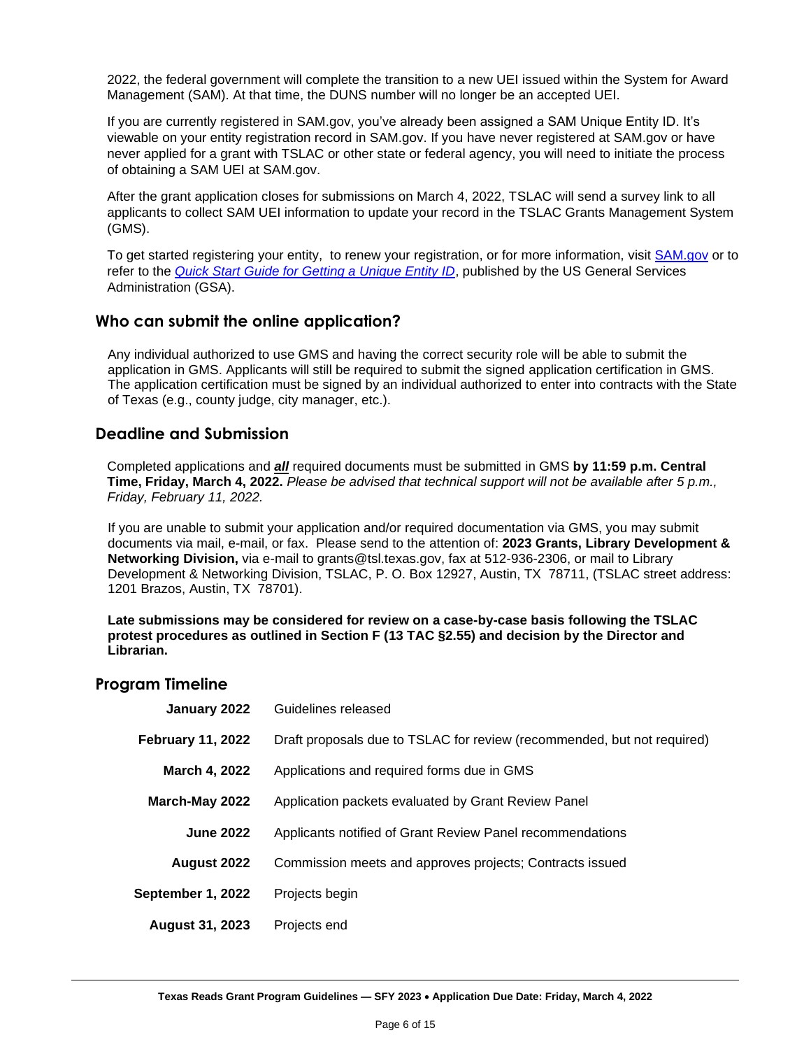2022, the federal government will complete the transition to a new UEI issued within the System for Award Management (SAM). At that time, the DUNS number will no longer be an accepted UEI.

If you are currently registered in SAM.gov, you've already been assigned a SAM Unique Entity ID. It's viewable on your entity registration record in SAM.gov. If you have never registered at SAM.gov or have never applied for a grant with TSLAC or other state or federal agency, you will need to initiate the process of obtaining a SAM UEI at SAM.gov.

After the grant application closes for submissions on March 4, 2022, TSLAC will send a survey link to all applicants to collect SAM UEI information to update your record in the TSLAC Grants Management System (GMS).

To get started registering your entity, to renew your registration, or for more information, visit SAM.gov or to refer to the *Quick Start Guide for Getting a Unique Entity ID*, published by the US General Services Administration (GSA).

## Who can submit the online application?

Any individual authorized to use GMS and having the correct security role will be able to submit the application in GMS. Applicants will still be required to submit the signed application certification in GMS. The application certification must be signed by an individual authorized to enter into contracts with the State of Texas (e.g., county judge, city manager, etc.).

## Deadline and Submission

Completed applications and ***all*** required documents must be submitted in GMS **by 11:59 p.m. Central Time, Friday, March 4, 2022.** *Please be advised that technical support will not be available after 5 p.m., Friday, February 11, 2022.*

If you are unable to submit your application and/or required documentation via GMS, you may submit documents via mail, e-mail, or fax. Please send to the attention of: **2023 Grants, Library Development & Networking Division,** via e-mail to grants@tsl.texas.gov, fax at 512-936-2306, or mail to Library Development & Networking Division, TSLAC, P. O. Box 12927, Austin, TX 78711, (TSLAC street address: 1201 Brazos, Austin, TX 78701).

**Late submissions may be considered for review on a case-by-case basis following the TSLAC protest procedures as outlined in Section F (13 TAC §2.55) and decision by the Director and Librarian.**

## Program Timeline

| | |
|---|---|
| **January 2022** | Guidelines released |
| **February 11, 2022** | Draft proposals due to TSLAC for review (recommended, but not required) |
| **March 4, 2022** | Applications and required forms due in GMS |
| **March-May 2022** | Application packets evaluated by Grant Review Panel |
| **June 2022** | Applicants notified of Grant Review Panel recommendations |
| **August 2022** | Commission meets and approves projects; Contracts issued |
| **September 1, 2022** | Projects begin |
| **August 31, 2023** | Projects end |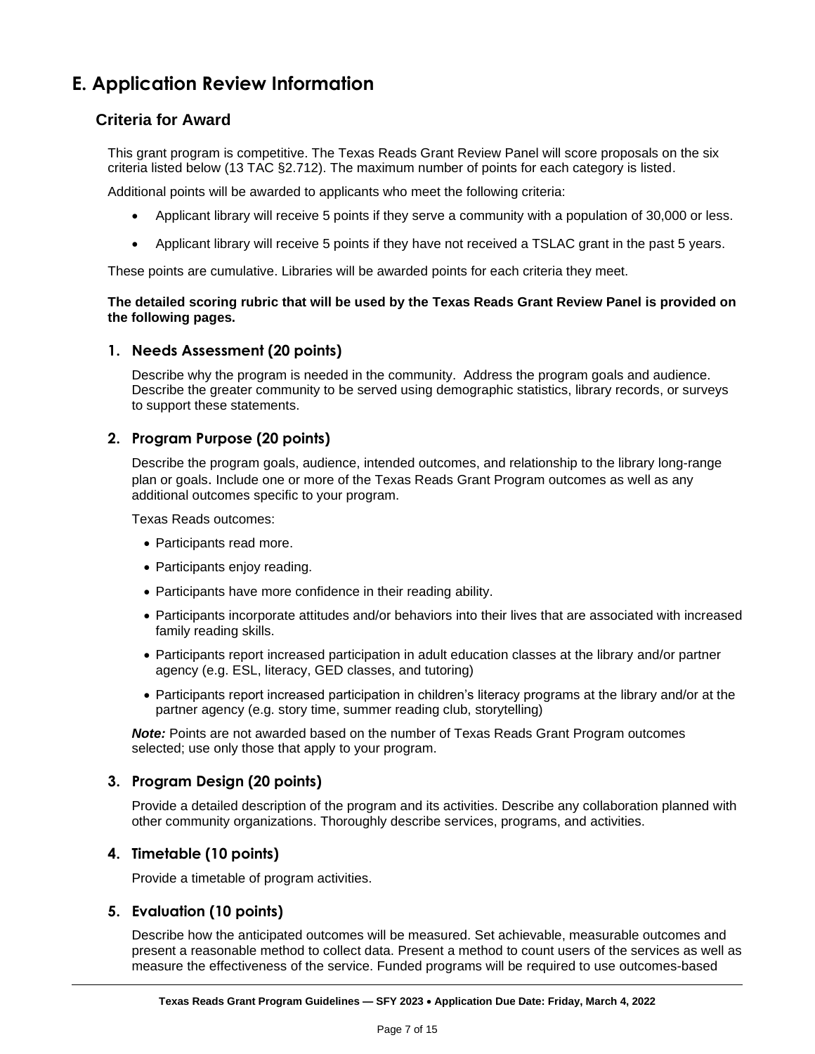# E. Application Review Information

## Criteria for Award

This grant program is competitive. The Texas Reads Grant Review Panel will score proposals on the six criteria listed below (13 TAC §2.712). The maximum number of points for each category is listed.

Additional points will be awarded to applicants who meet the following criteria:

- Applicant library will receive 5 points if they serve a community with a population of 30,000 or less.
- Applicant library will receive 5 points if they have not received a TSLAC grant in the past 5 years.

These points are cumulative. Libraries will be awarded points for each criteria they meet.

**The detailed scoring rubric that will be used by the Texas Reads Grant Review Panel is provided on the following pages.**

### 1. Needs Assessment (20 points)

Describe why the program is needed in the community. Address the program goals and audience. Describe the greater community to be served using demographic statistics, library records, or surveys to support these statements.

### 2. Program Purpose (20 points)

Describe the program goals, audience, intended outcomes, and relationship to the library long-range plan or goals. Include one or more of the Texas Reads Grant Program outcomes as well as any additional outcomes specific to your program.

Texas Reads outcomes:

- Participants read more.
- Participants enjoy reading.
- Participants have more confidence in their reading ability.
- Participants incorporate attitudes and/or behaviors into their lives that are associated with increased family reading skills.
- Participants report increased participation in adult education classes at the library and/or partner agency (e.g. ESL, literacy, GED classes, and tutoring)
- Participants report increased participation in children's literacy programs at the library and/or at the partner agency (e.g. story time, summer reading club, storytelling)

***Note:*** Points are not awarded based on the number of Texas Reads Grant Program outcomes selected; use only those that apply to your program.

### 3. Program Design (20 points)

Provide a detailed description of the program and its activities. Describe any collaboration planned with other community organizations. Thoroughly describe services, programs, and activities.

### 4. Timetable (10 points)

Provide a timetable of program activities.

### 5. Evaluation (10 points)

Describe how the anticipated outcomes will be measured. Set achievable, measurable outcomes and present a reasonable method to collect data. Present a method to count users of the services as well as measure the effectiveness of the service. Funded programs will be required to use outcomes-based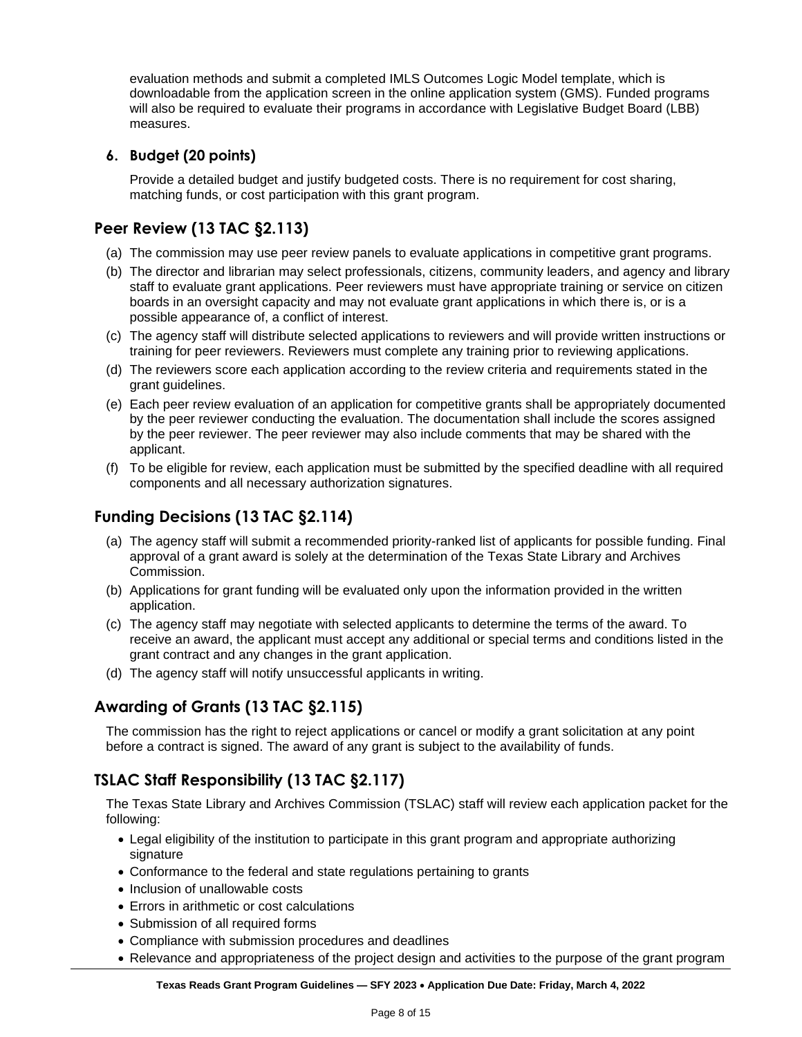evaluation methods and submit a completed IMLS Outcomes Logic Model template, which is downloadable from the application screen in the online application system (GMS). Funded programs will also be required to evaluate their programs in accordance with Legislative Budget Board (LBB) measures.

6. **Budget (20 points)**

   Provide a detailed budget and justify budgeted costs. There is no requirement for cost sharing, matching funds, or cost participation with this grant program.

## Peer Review (13 TAC §2.113)

(a) The commission may use peer review panels to evaluate applications in competitive grant programs.

(b) The director and librarian may select professionals, citizens, community leaders, and agency and library staff to evaluate grant applications. Peer reviewers must have appropriate training or service on citizen boards in an oversight capacity and may not evaluate grant applications in which there is, or is a possible appearance of, a conflict of interest.

(c) The agency staff will distribute selected applications to reviewers and will provide written instructions or training for peer reviewers. Reviewers must complete any training prior to reviewing applications.

(d) The reviewers score each application according to the review criteria and requirements stated in the grant guidelines.

(e) Each peer review evaluation of an application for competitive grants shall be appropriately documented by the peer reviewer conducting the evaluation. The documentation shall include the scores assigned by the peer reviewer. The peer reviewer may also include comments that may be shared with the applicant.

(f) To be eligible for review, each application must be submitted by the specified deadline with all required components and all necessary authorization signatures.

## Funding Decisions (13 TAC §2.114)

(a) The agency staff will submit a recommended priority-ranked list of applicants for possible funding. Final approval of a grant award is solely at the determination of the Texas State Library and Archives Commission.

(b) Applications for grant funding will be evaluated only upon the information provided in the written application.

(c) The agency staff may negotiate with selected applicants to determine the terms of the award. To receive an award, the applicant must accept any additional or special terms and conditions listed in the grant contract and any changes in the grant application.

(d) The agency staff will notify unsuccessful applicants in writing.

## Awarding of Grants (13 TAC §2.115)

The commission has the right to reject applications or cancel or modify a grant solicitation at any point before a contract is signed. The award of any grant is subject to the availability of funds.

## TSLAC Staff Responsibility (13 TAC §2.117)

The Texas State Library and Archives Commission (TSLAC) staff will review each application packet for the following:

- Legal eligibility of the institution to participate in this grant program and appropriate authorizing signature
- Conformance to the federal and state regulations pertaining to grants
- Inclusion of unallowable costs
- Errors in arithmetic or cost calculations
- Submission of all required forms
- Compliance with submission procedures and deadlines
- Relevance and appropriateness of the project design and activities to the purpose of the grant program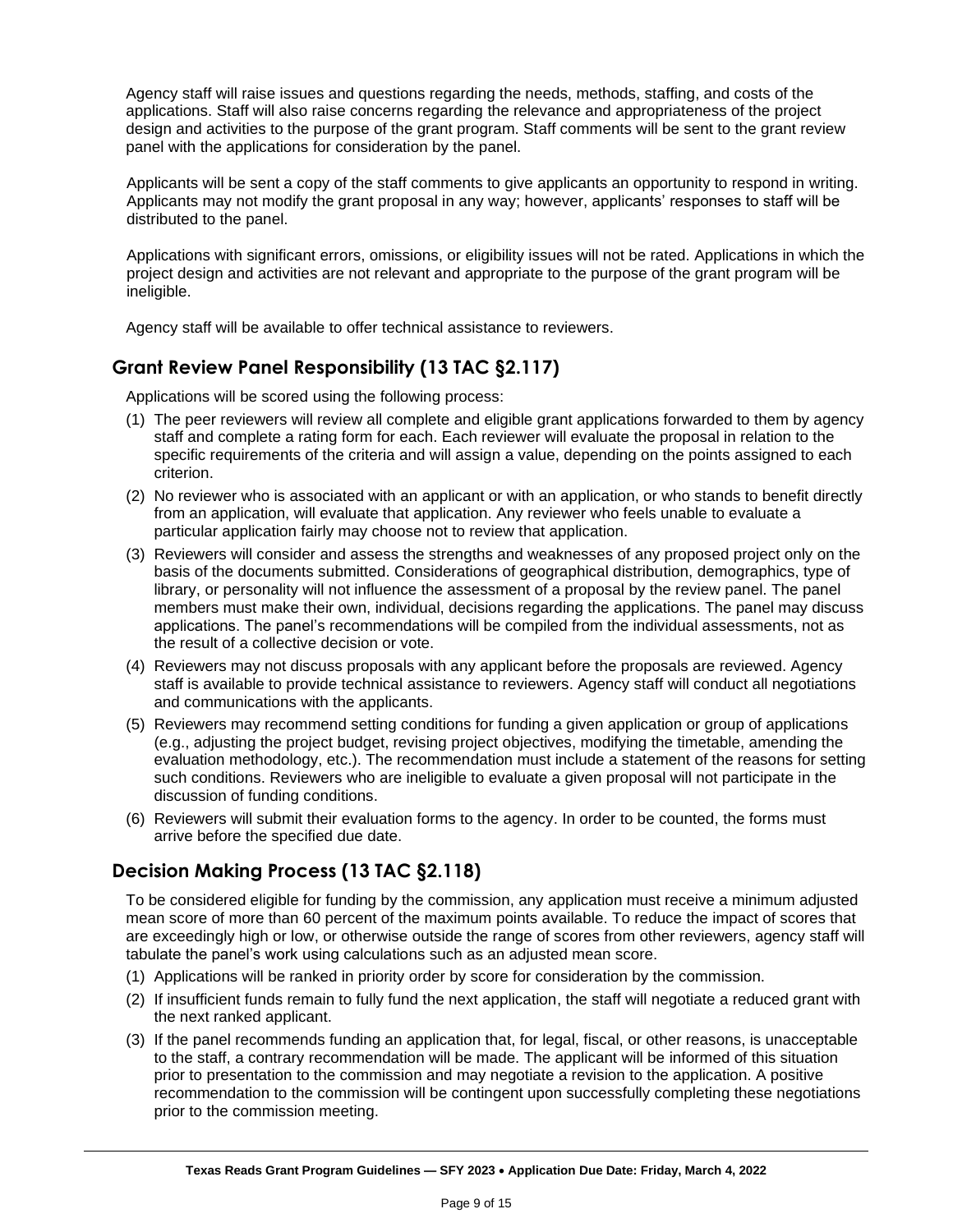Agency staff will raise issues and questions regarding the needs, methods, staffing, and costs of the applications. Staff will also raise concerns regarding the relevance and appropriateness of the project design and activities to the purpose of the grant program. Staff comments will be sent to the grant review panel with the applications for consideration by the panel.

Applicants will be sent a copy of the staff comments to give applicants an opportunity to respond in writing. Applicants may not modify the grant proposal in any way; however, applicants' responses to staff will be distributed to the panel.

Applications with significant errors, omissions, or eligibility issues will not be rated. Applications in which the project design and activities are not relevant and appropriate to the purpose of the grant program will be ineligible.

Agency staff will be available to offer technical assistance to reviewers.

## Grant Review Panel Responsibility (13 TAC §2.117)

Applications will be scored using the following process:

(1) The peer reviewers will review all complete and eligible grant applications forwarded to them by agency staff and complete a rating form for each. Each reviewer will evaluate the proposal in relation to the specific requirements of the criteria and will assign a value, depending on the points assigned to each criterion.

(2) No reviewer who is associated with an applicant or with an application, or who stands to benefit directly from an application, will evaluate that application. Any reviewer who feels unable to evaluate a particular application fairly may choose not to review that application.

(3) Reviewers will consider and assess the strengths and weaknesses of any proposed project only on the basis of the documents submitted. Considerations of geographical distribution, demographics, type of library, or personality will not influence the assessment of a proposal by the review panel. The panel members must make their own, individual, decisions regarding the applications. The panel may discuss applications. The panel's recommendations will be compiled from the individual assessments, not as the result of a collective decision or vote.

(4) Reviewers may not discuss proposals with any applicant before the proposals are reviewed. Agency staff is available to provide technical assistance to reviewers. Agency staff will conduct all negotiations and communications with the applicants.

(5) Reviewers may recommend setting conditions for funding a given application or group of applications (e.g., adjusting the project budget, revising project objectives, modifying the timetable, amending the evaluation methodology, etc.). The recommendation must include a statement of the reasons for setting such conditions. Reviewers who are ineligible to evaluate a given proposal will not participate in the discussion of funding conditions.

(6) Reviewers will submit their evaluation forms to the agency. In order to be counted, the forms must arrive before the specified due date.

## Decision Making Process (13 TAC §2.118)

To be considered eligible for funding by the commission, any application must receive a minimum adjusted mean score of more than 60 percent of the maximum points available. To reduce the impact of scores that are exceedingly high or low, or otherwise outside the range of scores from other reviewers, agency staff will tabulate the panel's work using calculations such as an adjusted mean score.

(1) Applications will be ranked in priority order by score for consideration by the commission.

(2) If insufficient funds remain to fully fund the next application, the staff will negotiate a reduced grant with the next ranked applicant.

(3) If the panel recommends funding an application that, for legal, fiscal, or other reasons, is unacceptable to the staff, a contrary recommendation will be made. The applicant will be informed of this situation prior to presentation to the commission and may negotiate a revision to the application. A positive recommendation to the commission will be contingent upon successfully completing these negotiations prior to the commission meeting.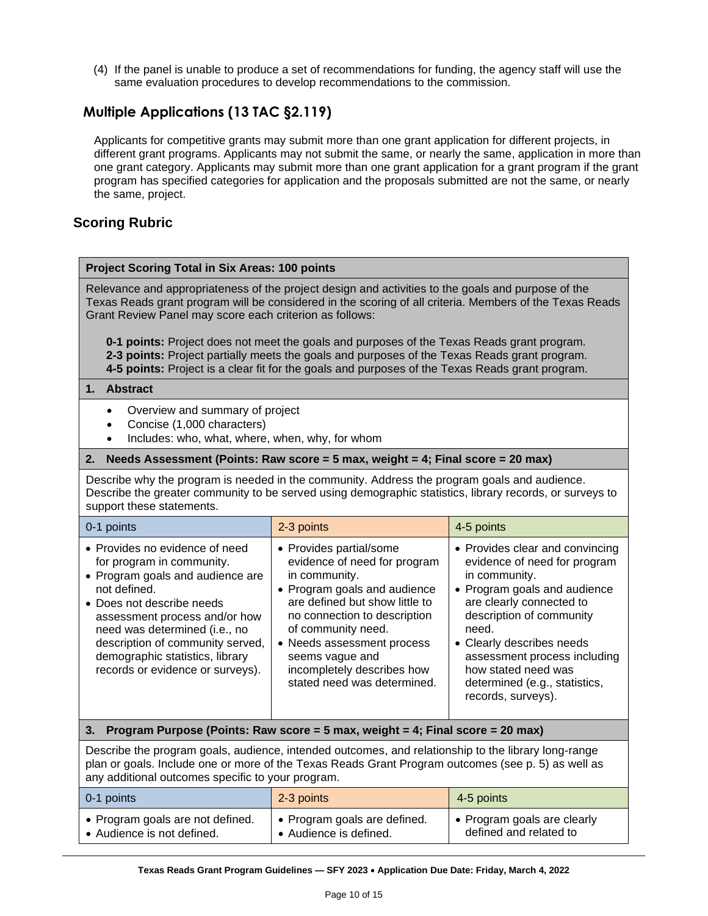(4) If the panel is unable to produce a set of recommendations for funding, the agency staff will use the same evaluation procedures to develop recommendations to the commission.

## Multiple Applications (13 TAC §2.119)

Applicants for competitive grants may submit more than one grant application for different projects, in different grant programs. Applicants may not submit the same, or nearly the same, application in more than one grant category. Applicants may submit more than one grant application for a grant program if the grant program has specified categories for application and the proposals submitted are not the same, or nearly the same, project.

## Scoring Rubric

**Project Scoring Total in Six Areas: 100 points**

Relevance and appropriateness of the project design and activities to the goals and purpose of the Texas Reads grant program will be considered in the scoring of all criteria. Members of the Texas Reads Grant Review Panel may score each criterion as follows:

- **0-1 points:** Project does not meet the goals and purposes of the Texas Reads grant program.
- **2-3 points:** Project partially meets the goals and purposes of the Texas Reads grant program.
- **4-5 points:** Project is a clear fit for the goals and purposes of the Texas Reads grant program.

**1. Abstract**

- Overview and summary of project
- Concise (1,000 characters)
- Includes: who, what, where, when, why, for whom

**2. Needs Assessment (Points: Raw score = 5 max, weight = 4; Final score = 20 max)**

Describe why the program is needed in the community. Address the program goals and audience. Describe the greater community to be served using demographic statistics, library records, or surveys to support these statements.

| 0-1 points | 2-3 points | 4-5 points |
|---|---|---|
| • Provides no evidence of need for program in community.<br>• Program goals and audience are not defined.<br>• Does not describe needs assessment process and/or how need was determined (i.e., no description of community served, demographic statistics, library records or evidence or surveys). | • Provides partial/some evidence of need for program in community.<br>• Program goals and audience are defined but show little to no connection to description of community need.<br>• Needs assessment process seems vague and incompletely describes how stated need was determined. | • Provides clear and convincing evidence of need for program in community.<br>• Program goals and audience are clearly connected to description of community need.<br>• Clearly describes needs assessment process including how stated need was determined (e.g., statistics, records, surveys). |

**3. Program Purpose (Points: Raw score = 5 max, weight = 4; Final score = 20 max)**

Describe the program goals, audience, intended outcomes, and relationship to the library long-range plan or goals. Include one or more of the Texas Reads Grant Program outcomes (see p. 5) as well as any additional outcomes specific to your program.

| 0-1 points | 2-3 points | 4-5 points |
|---|---|---|
| • Program goals are not defined.<br>• Audience is not defined. | • Program goals are defined.<br>• Audience is defined. | • Program goals are clearly defined and related to |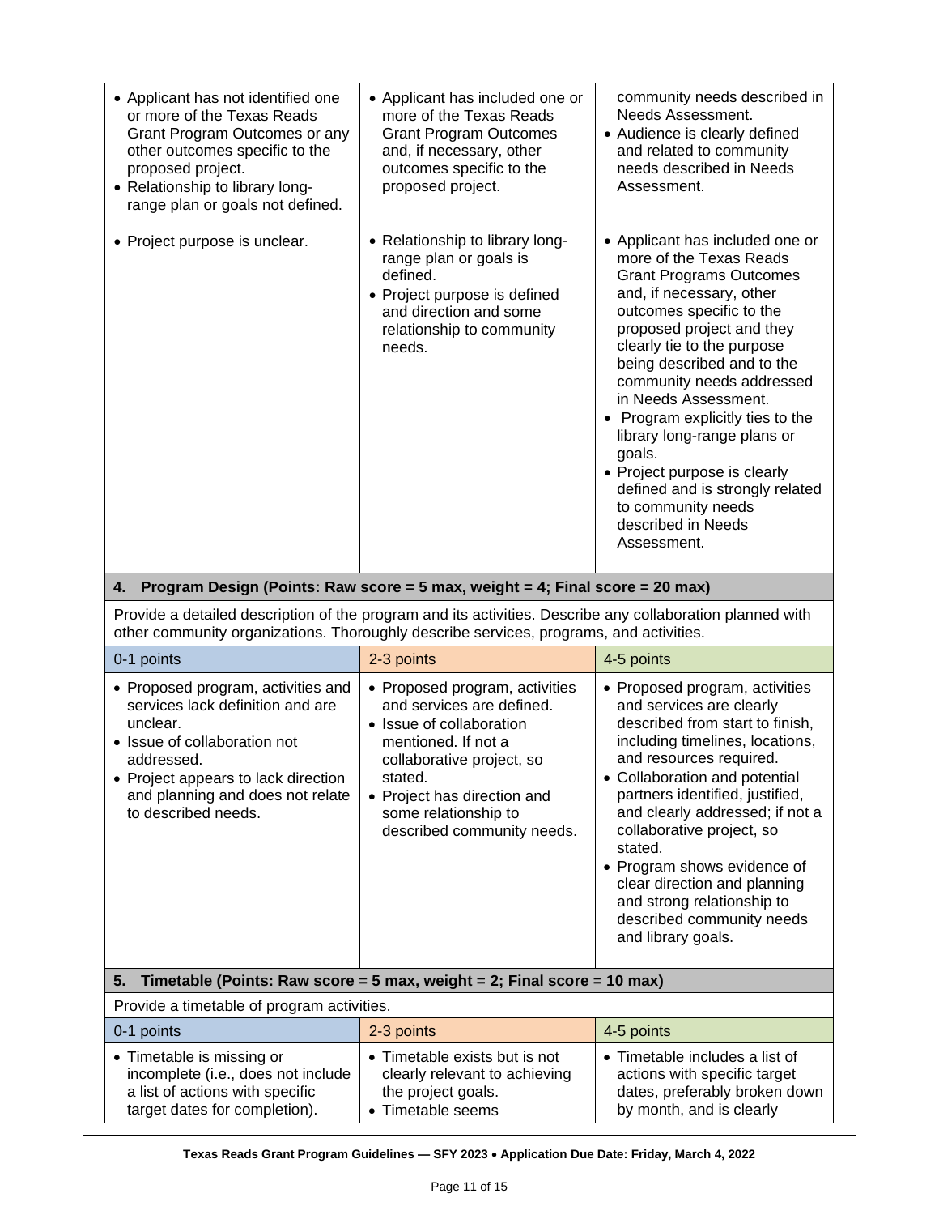| | | |
|---|---|---|
| • Applicant has not identified one or more of the Texas Reads Grant Program Outcomes or any other outcomes specific to the proposed project.<br>• Relationship to library long-range plan or goals not defined.<br><br>• Project purpose is unclear. | • Applicant has included one or more of the Texas Reads Grant Program Outcomes and, if necessary, other outcomes specific to the proposed project.<br><br>• Relationship to library long-range plan or goals is defined.<br>• Project purpose is defined and direction and some relationship to community needs. | community needs described in Needs Assessment.<br>• Audience is clearly defined and related to community needs described in Needs Assessment.<br><br>• Applicant has included one or more of the Texas Reads Grant Programs Outcomes and, if necessary, other outcomes specific to the proposed project and they clearly tie to the purpose being described and to the community needs addressed in Needs Assessment.<br>• Program explicitly ties to the library long-range plans or goals.<br>• Project purpose is clearly defined and is strongly related to community needs described in Needs Assessment. |

**4. Program Design (Points: Raw score = 5 max, weight = 4; Final score = 20 max)**

Provide a detailed description of the program and its activities. Describe any collaboration planned with other community organizations. Thoroughly describe services, programs, and activities.

| 0-1 points | 2-3 points | 4-5 points |
|---|---|---|
| • Proposed program, activities and services lack definition and are unclear.<br>• Issue of collaboration not addressed.<br>• Project appears to lack direction and planning and does not relate to described needs. | • Proposed program, activities and services are defined.<br>• Issue of collaboration mentioned. If not a collaborative project, so stated.<br>• Project has direction and some relationship to described community needs. | • Proposed program, activities and services are clearly described from start to finish, including timelines, locations, and resources required.<br>• Collaboration and potential partners identified, justified, and clearly addressed; if not a collaborative project, so stated.<br>• Program shows evidence of clear direction and planning and strong relationship to described community needs and library goals. |

**5. Timetable (Points: Raw score = 5 max, weight = 2; Final score = 10 max)**

Provide a timetable of program activities.

| 0-1 points | 2-3 points | 4-5 points |
|---|---|---|
| • Timetable is missing or incomplete (i.e., does not include a list of actions with specific target dates for completion). | • Timetable exists but is not clearly relevant to achieving the project goals.<br>• Timetable seems | • Timetable includes a list of actions with specific target dates, preferably broken down by month, and is clearly |

Texas Reads Grant Program Guidelines — SFY 2023 • Application Due Date: Friday, March 4, 2022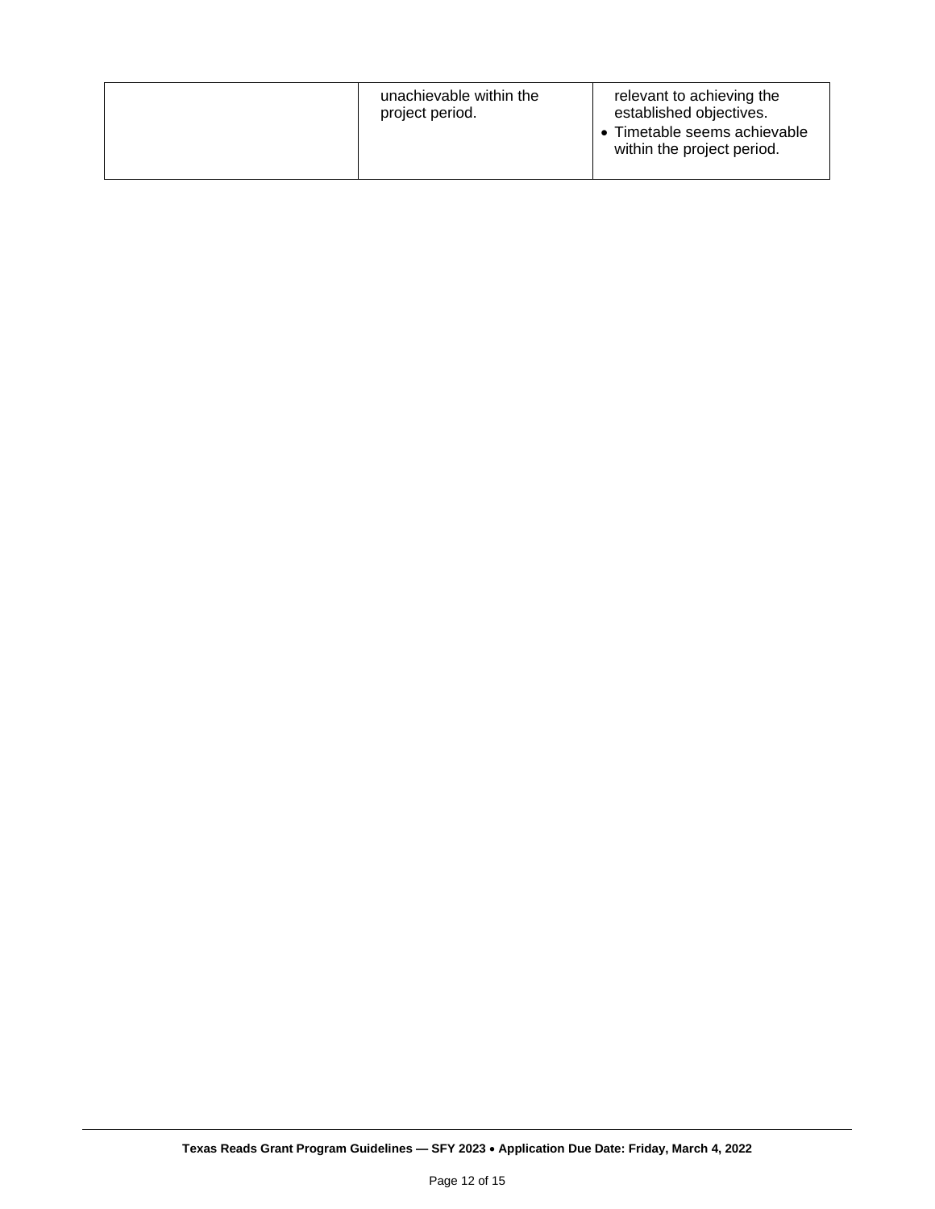| | | |
|---|---|---|
| | unachievable within the project period. | relevant to achieving the established objectives.<br>• Timetable seems achievable within the project period. |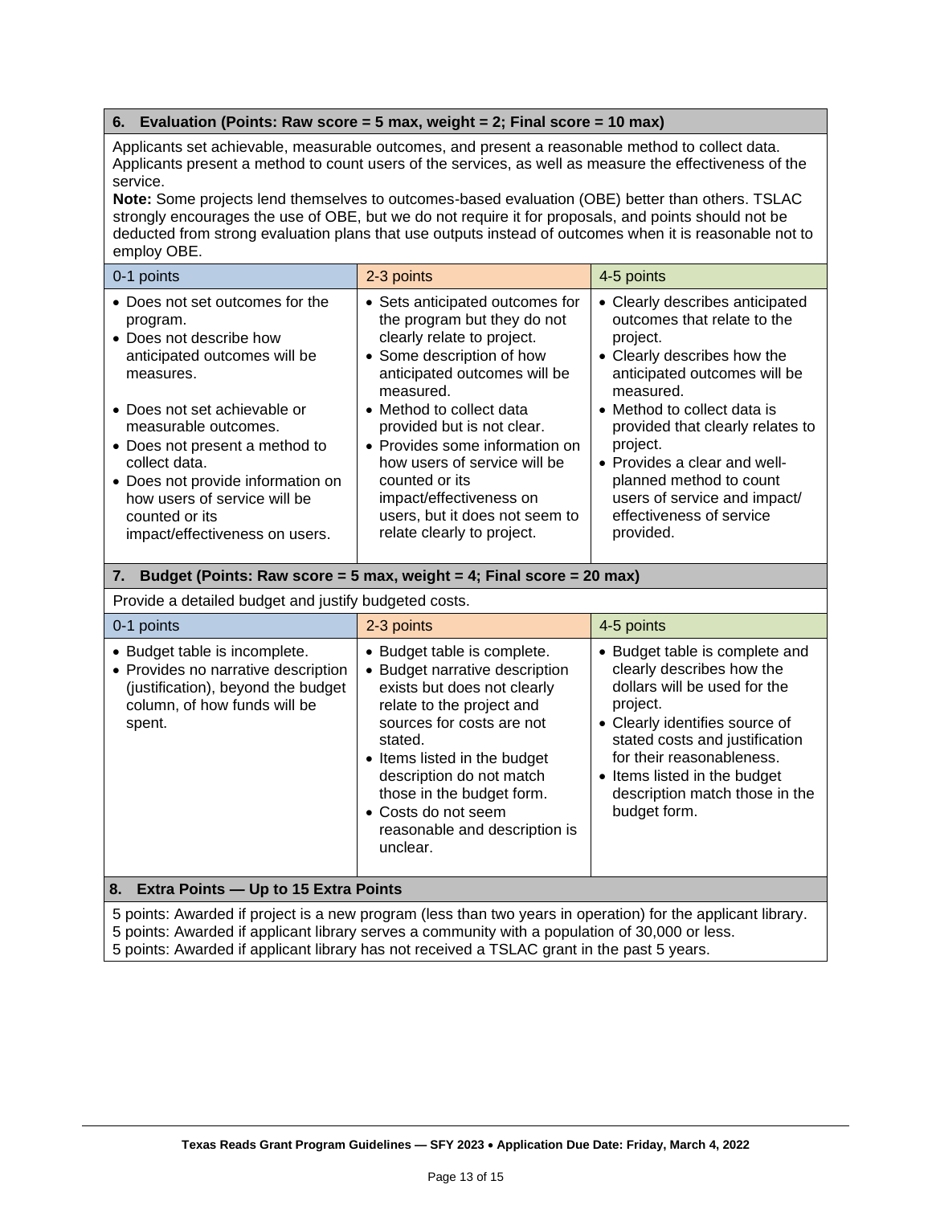### 6. Evaluation (Points: Raw score = 5 max, weight = 2; Final score = 10 max)

Applicants set achievable, measurable outcomes, and present a reasonable method to collect data. Applicants present a method to count users of the services, as well as measure the effectiveness of the service.

**Note:** Some projects lend themselves to outcomes-based evaluation (OBE) better than others. TSLAC strongly encourages the use of OBE, but we do not require it for proposals, and points should not be deducted from strong evaluation plans that use outputs instead of outcomes when it is reasonable not to employ OBE.

| 0-1 points | 2-3 points | 4-5 points |
|---|---|---|
| • Does not set outcomes for the program.<br>• Does not describe how anticipated outcomes will be measures.<br><br>• Does not set achievable or measurable outcomes.<br>• Does not present a method to collect data.<br>• Does not provide information on how users of service will be counted or its impact/effectiveness on users. | • Sets anticipated outcomes for the program but they do not clearly relate to project.<br>• Some description of how anticipated outcomes will be measured.<br>• Method to collect data provided but is not clear.<br>• Provides some information on how users of service will be counted or its impact/effectiveness on users, but it does not seem to relate clearly to project. | • Clearly describes anticipated outcomes that relate to the project.<br>• Clearly describes how the anticipated outcomes will be measured.<br>• Method to collect data is provided that clearly relates to project.<br>• Provides a clear and well-planned method to count users of service and impact/ effectiveness of service provided. |

### 7. Budget (Points: Raw score = 5 max, weight = 4; Final score = 20 max)

Provide a detailed budget and justify budgeted costs.

| 0-1 points | 2-3 points | 4-5 points |
|---|---|---|
| • Budget table is incomplete.<br>• Provides no narrative description (justification), beyond the budget column, of how funds will be spent. | • Budget table is complete.<br>• Budget narrative description exists but does not clearly relate to the project and sources for costs are not stated.<br>• Items listed in the budget description do not match those in the budget form.<br>• Costs do not seem reasonable and description is unclear. | • Budget table is complete and clearly describes how the dollars will be used for the project.<br>• Clearly identifies source of stated costs and justification for their reasonableness.<br>• Items listed in the budget description match those in the budget form. |

### 8. Extra Points — Up to 15 Extra Points

5 points: Awarded if project is a new program (less than two years in operation) for the applicant library.
5 points: Awarded if applicant library serves a community with a population of 30,000 or less.
5 points: Awarded if applicant library has not received a TSLAC grant in the past 5 years.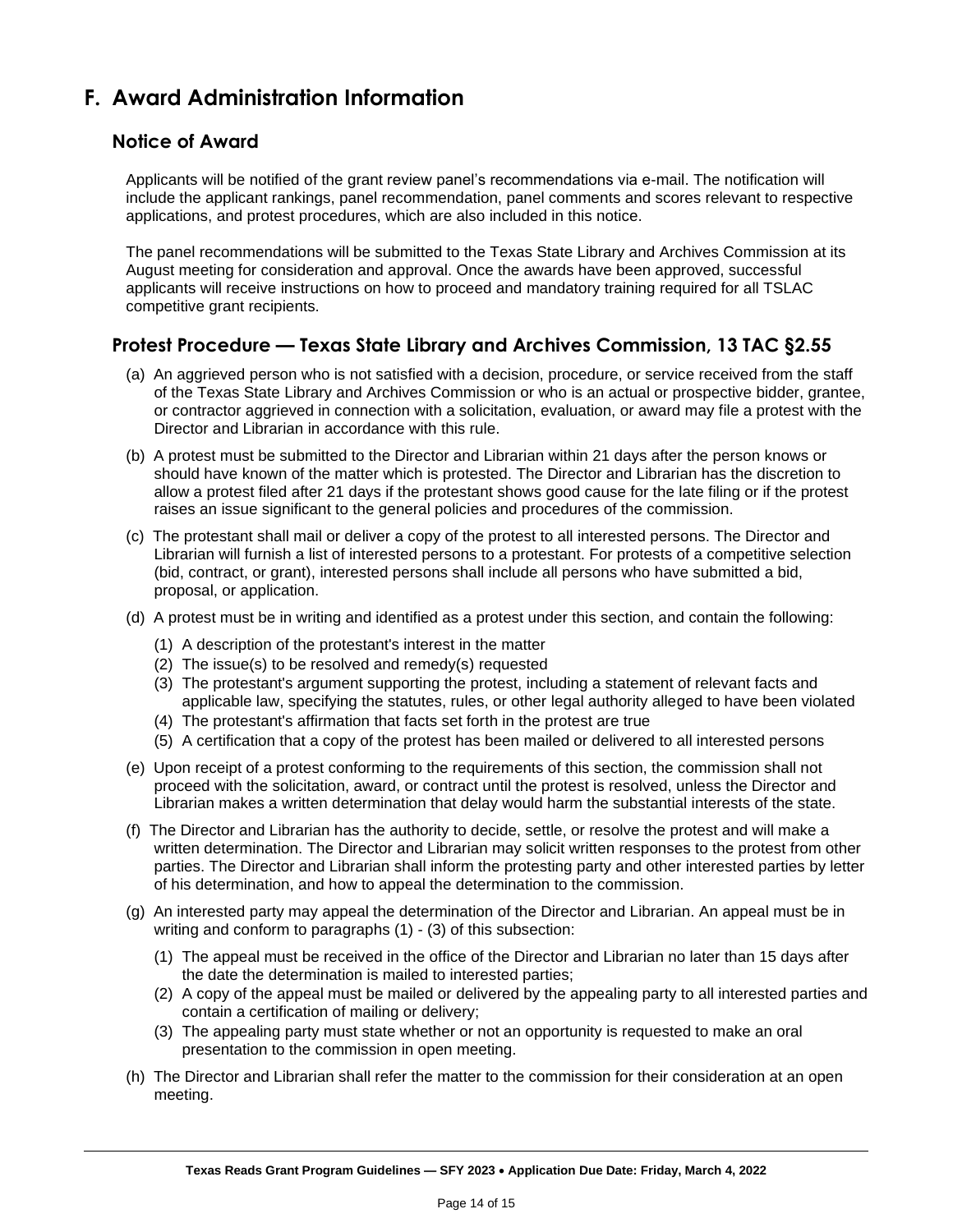## F. Award Administration Information

### Notice of Award

Applicants will be notified of the grant review panel's recommendations via e-mail. The notification will include the applicant rankings, panel recommendation, panel comments and scores relevant to respective applications, and protest procedures, which are also included in this notice.

The panel recommendations will be submitted to the Texas State Library and Archives Commission at its August meeting for consideration and approval. Once the awards have been approved, successful applicants will receive instructions on how to proceed and mandatory training required for all TSLAC competitive grant recipients.

### Protest Procedure — Texas State Library and Archives Commission, 13 TAC §2.55

(a) An aggrieved person who is not satisfied with a decision, procedure, or service received from the staff of the Texas State Library and Archives Commission or who is an actual or prospective bidder, grantee, or contractor aggrieved in connection with a solicitation, evaluation, or award may file a protest with the Director and Librarian in accordance with this rule.

(b) A protest must be submitted to the Director and Librarian within 21 days after the person knows or should have known of the matter which is protested. The Director and Librarian has the discretion to allow a protest filed after 21 days if the protestant shows good cause for the late filing or if the protest raises an issue significant to the general policies and procedures of the commission.

(c) The protestant shall mail or deliver a copy of the protest to all interested persons. The Director and Librarian will furnish a list of interested persons to a protestant. For protests of a competitive selection (bid, contract, or grant), interested persons shall include all persons who have submitted a bid, proposal, or application.

(d) A protest must be in writing and identified as a protest under this section, and contain the following:

   (1) A description of the protestant's interest in the matter
   (2) The issue(s) to be resolved and remedy(s) requested
   (3) The protestant's argument supporting the protest, including a statement of relevant facts and applicable law, specifying the statutes, rules, or other legal authority alleged to have been violated
   (4) The protestant's affirmation that facts set forth in the protest are true
   (5) A certification that a copy of the protest has been mailed or delivered to all interested persons

(e) Upon receipt of a protest conforming to the requirements of this section, the commission shall not proceed with the solicitation, award, or contract until the protest is resolved, unless the Director and Librarian makes a written determination that delay would harm the substantial interests of the state.

(f) The Director and Librarian has the authority to decide, settle, or resolve the protest and will make a written determination. The Director and Librarian may solicit written responses to the protest from other parties. The Director and Librarian shall inform the protesting party and other interested parties by letter of his determination, and how to appeal the determination to the commission.

(g) An interested party may appeal the determination of the Director and Librarian. An appeal must be in writing and conform to paragraphs (1) - (3) of this subsection:

   (1) The appeal must be received in the office of the Director and Librarian no later than 15 days after the date the determination is mailed to interested parties;
   (2) A copy of the appeal must be mailed or delivered by the appealing party to all interested parties and contain a certification of mailing or delivery;
   (3) The appealing party must state whether or not an opportunity is requested to make an oral presentation to the commission in open meeting.

(h) The Director and Librarian shall refer the matter to the commission for their consideration at an open meeting.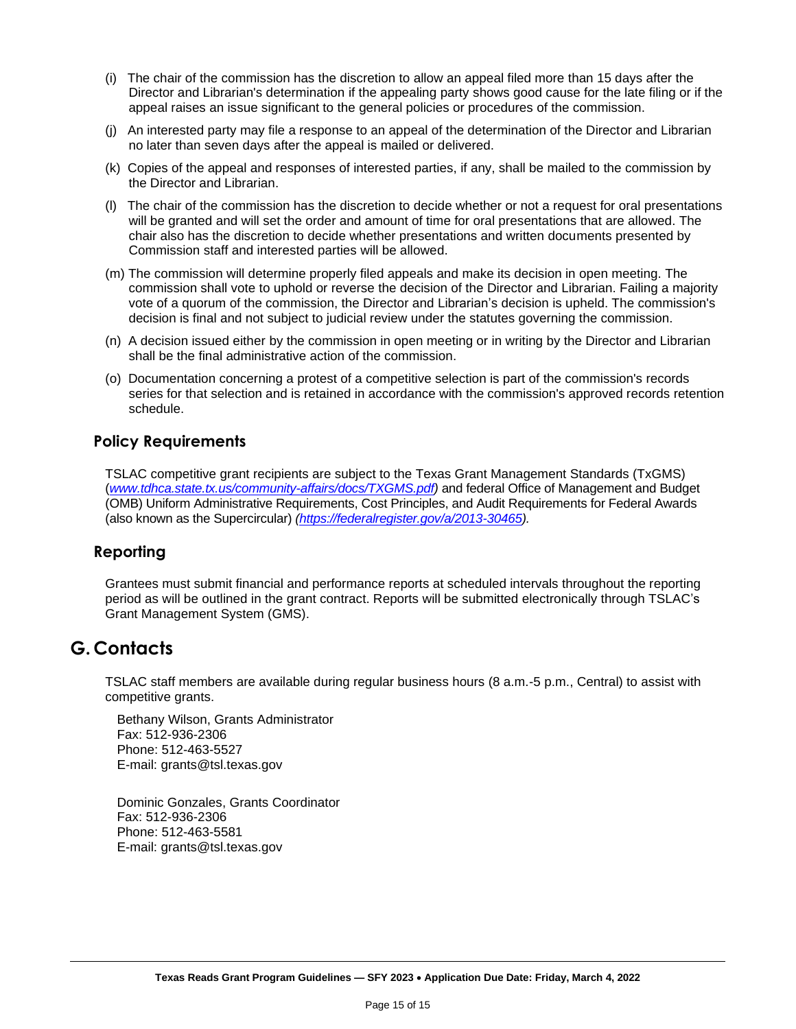(i) The chair of the commission has the discretion to allow an appeal filed more than 15 days after the Director and Librarian's determination if the appealing party shows good cause for the late filing or if the appeal raises an issue significant to the general policies or procedures of the commission.

(j) An interested party may file a response to an appeal of the determination of the Director and Librarian no later than seven days after the appeal is mailed or delivered.

(k) Copies of the appeal and responses of interested parties, if any, shall be mailed to the commission by the Director and Librarian.

(l) The chair of the commission has the discretion to decide whether or not a request for oral presentations will be granted and will set the order and amount of time for oral presentations that are allowed. The chair also has the discretion to decide whether presentations and written documents presented by Commission staff and interested parties will be allowed.

(m) The commission will determine properly filed appeals and make its decision in open meeting. The commission shall vote to uphold or reverse the decision of the Director and Librarian. Failing a majority vote of a quorum of the commission, the Director and Librarian's decision is upheld. The commission's decision is final and not subject to judicial review under the statutes governing the commission.

(n) A decision issued either by the commission in open meeting or in writing by the Director and Librarian shall be the final administrative action of the commission.

(o) Documentation concerning a protest of a competitive selection is part of the commission's records series for that selection and is retained in accordance with the commission's approved records retention schedule.

### Policy Requirements

TSLAC competitive grant recipients are subject to the Texas Grant Management Standards (TxGMS) (*www.tdhca.state.tx.us/community-affairs/docs/TXGMS.pdf*) and federal Office of Management and Budget (OMB) Uniform Administrative Requirements, Cost Principles, and Audit Requirements for Federal Awards (also known as the Supercircular) *(https://federalregister.gov/a/2013-30465)*.

### Reporting

Grantees must submit financial and performance reports at scheduled intervals throughout the reporting period as will be outlined in the grant contract. Reports will be submitted electronically through TSLAC's Grant Management System (GMS).

## G. Contacts

TSLAC staff members are available during regular business hours (8 a.m.-5 p.m., Central) to assist with competitive grants.

Bethany Wilson, Grants Administrator
Fax: 512-936-2306
Phone: 512-463-5527
E-mail: grants@tsl.texas.gov

Dominic Gonzales, Grants Coordinator
Fax: 512-936-2306
Phone: 512-463-5581
E-mail: grants@tsl.texas.gov